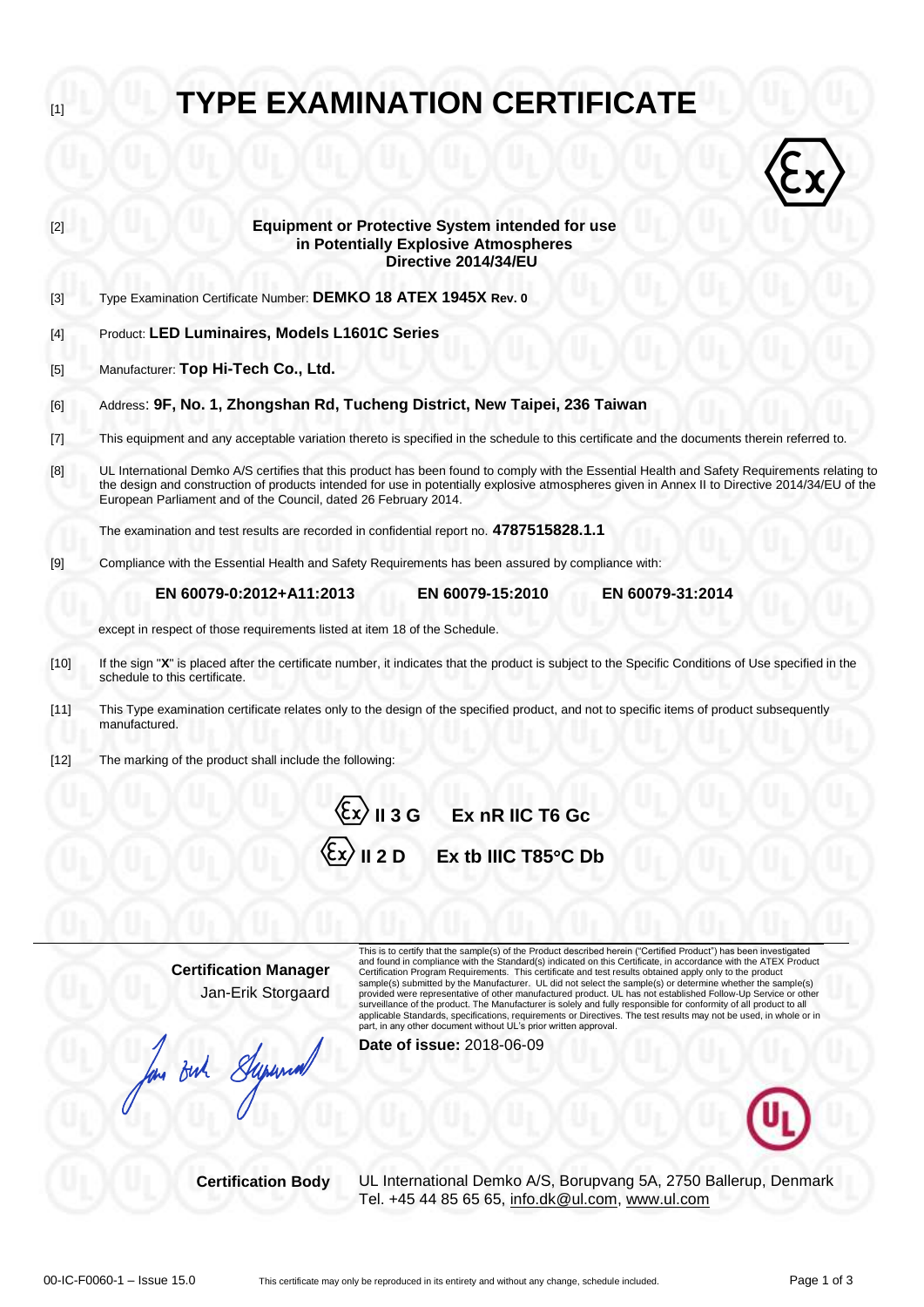[1]

# TYPE EXAMINATION CERTIFICATE

[2] **Equipment or Protective System intended for use in Potentially Explosive Atmospheres Directive 2014/34/EU**

[3] Type Examination Certificate Number: **DEMKO 18 ATEX 1945X Rev. 0**

[4] Product: **LED Luminaires, Models L1601C Series**

[5] Manufacturer: **Top Hi-Tech Co., Ltd.**

[6] Address: **9F, No. 1, Zhongshan Rd, Tucheng District, New Taipei, 236 Taiwan**

[7] This equipment and any acceptable variation thereto is specified in the schedule to this certificate and the documents therein referred to.

[8] UL International Demko A/S certifies that this product has been found to comply with the Essential Health and Safety Requirements relating to the design and construction of products intended for use in potentially explosive atmospheres given in Annex II to Directive 2014/34/EU of the European Parliament and of the Council, dated 26 February 2014.

The examination and test results are recorded in confidential report no. **4787515828.1.1**

[9] Compliance with the Essential Health and Safety Requirements has been assured by compliance with:

**EN 60079-0:2012+A11:2013** **EN 60079-15:2010** **EN 60079-31:2014**

except in respect of those requirements listed at item 18 of the Schedule.

[10] If the sign "**X**" is placed after the certificate number, it indicates that the product is subject to the Specific Conditions of Use specified in the schedule to this certificate.

[11] This Type examination certificate relates only to the design of the specified product, and not to specific items of product subsequently manufactured.

[12] The marking of the product shall include the following:

**Ex II 3 G Ex nR IIC T6 Gc**

**Ex II 2 D Ex tb IIIC T85°C Db**

**Certification Manager**
Jan-Erik Storgaard

This is to certify that the sample(s) of the Product described herein ("Certified Product") has been investigated and found in compliance with the Standard(s) indicated on this Certificate, in accordance with the ATEX Product Certification Program Requirements. This certificate and test results obtained apply only to the product sample(s) submitted by the Manufacturer. UL did not select the sample(s) or determine whether the sample(s) provided were representative of other manufactured product. UL has not established Follow-Up Service or other surveillance of the product. The Manufacturer is solely and fully responsible for conformity of all product to all applicable Standards, specifications, requirements or Directives. The test results may not be used, in whole or in part, in any other document without UL's prior written approval.

**Date of issue:** 2018-06-09

**Certification Body** UL International Demko A/S, Borupvang 5A, 2750 Ballerup, Denmark
Tel. +45 44 85 65 65, info.dk@ul.com, www.ul.com

00-IC-F0060-1 – Issue 15.0 This certificate may only be reproduced in its entirety and without any change, schedule included.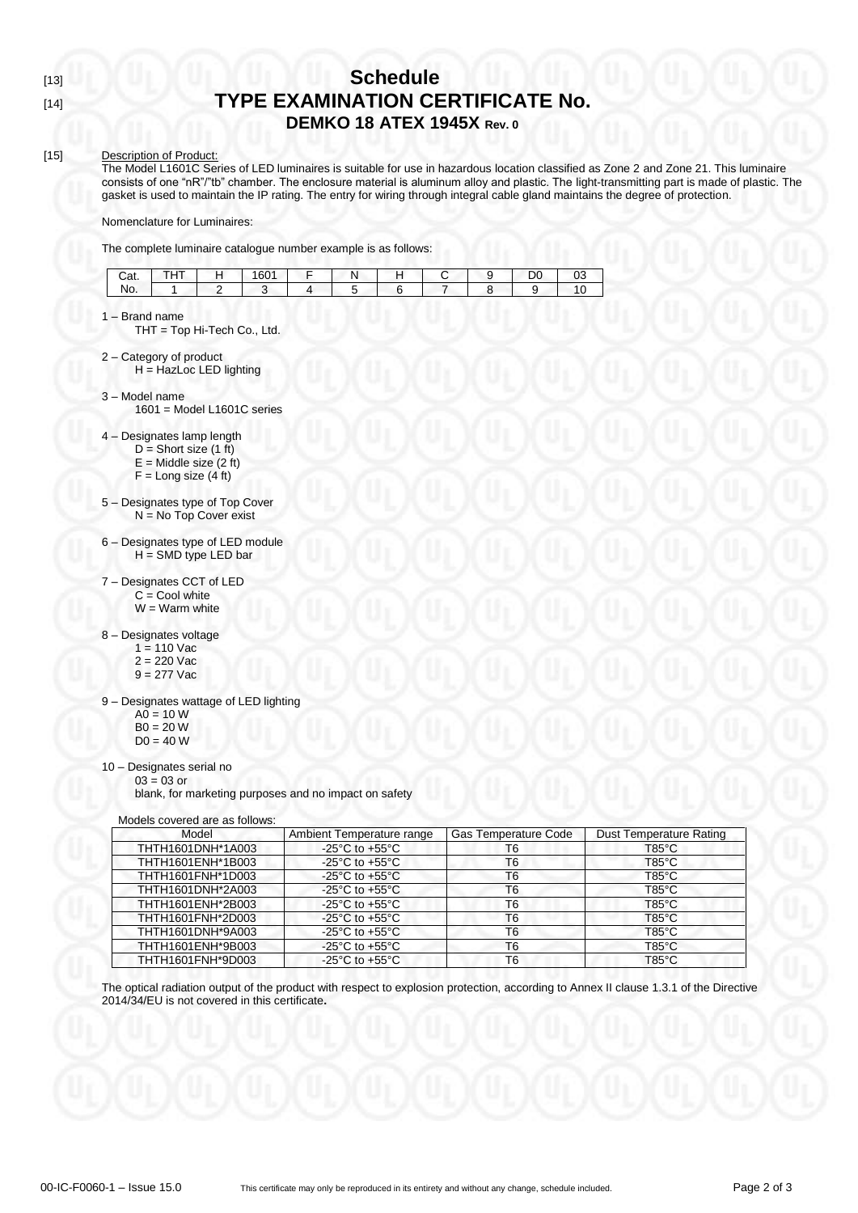[13]

# Schedule

[14]

## TYPE EXAMINATION CERTIFICATE No.

### DEMKO 18 ATEX 1945X Rev. 0

[15] Description of Product:

The Model L1601C Series of LED luminaires is suitable for use in hazardous location classified as Zone 2 and Zone 21. This luminaire consists of one "nR"/"tb" chamber. The enclosure material is aluminum alloy and plastic. The light-transmitting part is made of plastic. The gasket is used to maintain the IP rating. The entry for wiring through integral cable gland maintains the degree of protection.

Nomenclature for Luminaires:

The complete luminaire catalogue number example is as follows:

| Cat. | THT | H | 1601 | F | N | H | C | 9 | D0 | 03 |
|---|---|---|---|---|---|---|---|---|---|---|
| No. | 1 | 2 | 3 | 4 | 5 | 6 | 7 | 8 | 9 | 10 |

1 – Brand name
 THT = Top Hi-Tech Co., Ltd.

2 – Category of product
 H = HazLoc LED lighting

3 – Model name
 1601 = Model L1601C series

4 – Designates lamp length
 D = Short size (1 ft)
 E = Middle size (2 ft)
 F = Long size (4 ft)

5 – Designates type of Top Cover
 N = No Top Cover exist

6 – Designates type of LED module
 H = SMD type LED bar

7 – Designates CCT of LED
 C = Cool white
 W = Warm white

8 – Designates voltage
 1 = 110 Vac
 2 = 220 Vac
 9 = 277 Vac

9 – Designates wattage of LED lighting
 A0 = 10 W
 B0 = 20 W
 D0 = 40 W

10 – Designates serial no
 03 = 03 or
 blank, for marketing purposes and no impact on safety

Models covered are as follows:

| Model | Ambient Temperature range | Gas Temperature Code | Dust Temperature Rating |
|---|---|---|---|
| THTH1601DNH*1A003 | -25°C to +55°C | T6 | T85°C |
| THTH1601ENH*1B003 | -25°C to +55°C | T6 | T85°C |
| THTH1601FNH*1D003 | -25°C to +55°C | T6 | T85°C |
| THTH1601DNH*2A003 | -25°C to +55°C | T6 | T85°C |
| THTH1601ENH*2B003 | -25°C to +55°C | T6 | T85°C |
| THTH1601FNH*2D003 | -25°C to +55°C | T6 | T85°C |
| THTH1601DNH*9A003 | -25°C to +55°C | T6 | T85°C |
| THTH1601ENH*9B003 | -25°C to +55°C | T6 | T85°C |
| THTH1601FNH*9D003 | -25°C to +55°C | T6 | T85°C |

The optical radiation output of the product with respect to explosion protection, according to Annex II clause 1.3.1 of the Directive 2014/34/EU is not covered in this certificate**.**

00-IC-F0060-1 – Issue 15.0 This certificate may only be reproduced in its entirety and without any change, schedule included.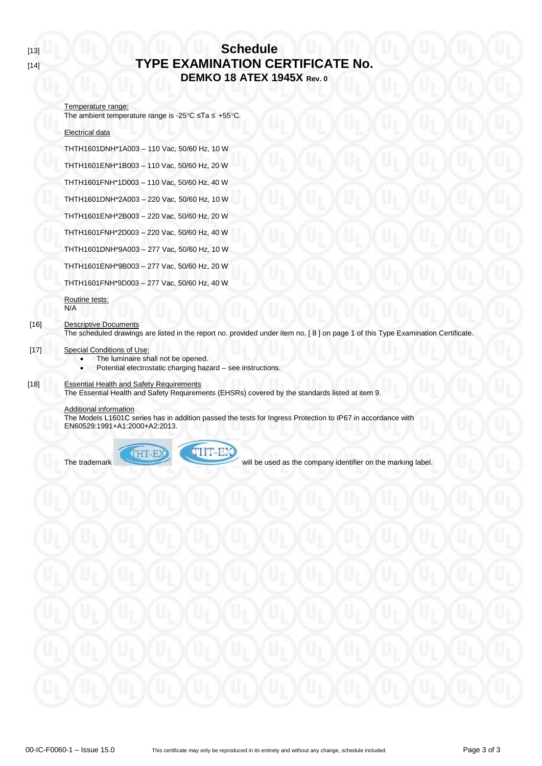[13] **Schedule**

[14] **TYPE EXAMINATION CERTIFICATE No.**

**DEMKO 18 ATEX 1945X Rev. 0**

Temperature range:
The ambient temperature range is -25°C ≤Ta ≤ +55°C.

Electrical data

THTH1601DNH*1A003 – 110 Vac, 50/60 Hz, 10 W

THTH1601ENH*1B003 – 110 Vac, 50/60 Hz, 20 W

THTH1601FNH*1D003 – 110 Vac, 50/60 Hz, 40 W

THTH1601DNH*2A003 – 220 Vac, 50/60 Hz, 10 W

THTH1601ENH*2B003 – 220 Vac, 50/60 Hz, 20 W

THTH1601FNH*2D003 – 220 Vac, 50/60 Hz, 40 W

THTH1601DNH*9A003 – 277 Vac, 50/60 Hz, 10 W

THTH1601ENH*9B003 – 277 Vac, 50/60 Hz, 20 W

THTH1601FNH*9D003 – 277 Vac, 50/60 Hz, 40 W

Routine tests:
N/A

[16] Descriptive Documents
The scheduled drawings are listed in the report no. provided under item no. [ 8 ] on page 1 of this Type Examination Certificate.

[17] Special Conditions of Use:

- The luminaire shall not be opened.
- Potential electrostatic charging hazard – see instructions.

[18] Essential Health and Safety Requirements
The Essential Health and Safety Requirements (EHSRs) covered by the standards listed at item 9.

Additional information
The Models L1601C series has in addition passed the tests for Ingress Protection to IP67 in accordance with EN60529:1991+A1:2000+A2:2013.

The trademark THT-EX THT-EX will be used as the company identifier on the marking label.

00-IC-F0060-1 – Issue 15.0 — This certificate may only be reproduced in its entirety and without any change, schedule included.